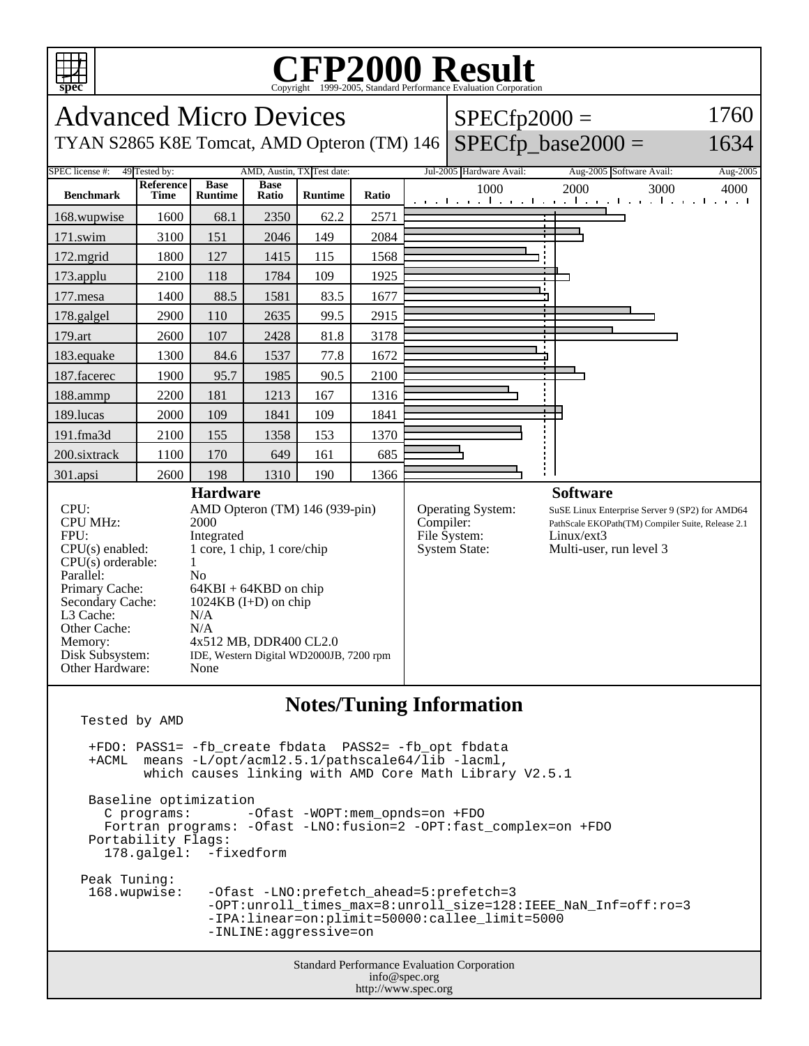# CFP2000 Result

Copyright 1999-2005, Standard Performance Evaluation Corporation

## Advanced Micro Devices

TYAN S2865 K8E Tomcat, AMD Opteron (TM) 146

SPECfp2000 = 1760

SPECfp_base2000 = 1634

| SPEC license #: | 49 | Tested by: | AMD, Austin, TX | Test date: | Jul-2005 | Hardware Avail: | Aug-2005 | Software Avail: | Aug-2005 |
|---|---|---|---|---|---|---|---|---|---|

| Benchmark | Reference Time | Base Runtime | Base Ratio | Runtime | Ratio |
|---|---|---|---|---|---|
| 168.wupwise | 1600 | 68.1 | 2350 | 62.2 | 2571 |
| 171.swim | 3100 | 151 | 2046 | 149 | 2084 |
| 172.mgrid | 1800 | 127 | 1415 | 115 | 1568 |
| 173.applu | 2100 | 118 | 1784 | 109 | 1925 |
| 177.mesa | 1400 | 88.5 | 1581 | 83.5 | 1677 |
| 178.galgel | 2900 | 110 | 2635 | 99.5 | 2915 |
| 179.art | 2600 | 107 | 2428 | 81.8 | 3178 |
| 183.equake | 1300 | 84.6 | 1537 | 77.8 | 1672 |
| 187.facerec | 1900 | 95.7 | 1985 | 90.5 | 2100 |
| 188.ammp | 2200 | 181 | 1213 | 167 | 1316 |
| 189.lucas | 2000 | 109 | 1841 | 109 | 1841 |
| 191.fma3d | 2100 | 155 | 1358 | 153 | 1370 |
| 200.sixtrack | 1100 | 170 | 649 | 161 | 685 |
| 301.apsi | 2600 | 198 | 1310 | 190 | 1366 |

### Hardware

| | |
|---|---|
| CPU: | AMD Opteron (TM) 146 (939-pin) |
| CPU MHz: | 2000 |
| FPU: | Integrated |
| CPU(s) enabled: | 1 core, 1 chip, 1 core/chip |
| CPU(s) orderable: | 1 |
| Parallel: | No |
| Primary Cache: | 64KBI + 64KBD on chip |
| Secondary Cache: | 1024KB (I+D) on chip |
| L3 Cache: | N/A |
| Other Cache: | N/A |
| Memory: | 4x512 MB, DDR400 CL2.0 |
| Disk Subsystem: | IDE, Western Digital WD2000JB, 7200 rpm |
| Other Hardware: | None |

### Software

| | |
|---|---|
| Operating System: | SuSE Linux Enterprise Server 9 (SP2) for AMD64 |
| Compiler: | PathScale EKOPath(TM) Compiler Suite, Release 2.1 |
| File System: | Linux/ext3 |
| System State: | Multi-user, run level 3 |

### Notes/Tuning Information

```
Tested by AMD

 +FDO: PASS1= -fb_create fbdata  PASS2= -fb_opt fbdata
 +ACML  means -L/opt/acml2.5.1/pathscale64/lib -lacml,
        which causes linking with AMD Core Math Library V2.5.1

 Baseline optimization
   C programs:       -Ofast -WOPT:mem_opnds=on +FDO
   Fortran programs: -Ofast -LNO:fusion=2 -OPT:fast_complex=on +FDO
 Portability Flags:
   178.galgel:  -fixedform

Peak Tuning:
 168.wupwise:    -Ofast -LNO:prefetch_ahead=5:prefetch=3
                 -OPT:unroll_times_max=8:unroll_size=128:IEEE_NaN_Inf=off:ro=3
                 -IPA:linear=on:plimit=50000:callee_limit=5000
                 -INLINE:aggressive=on
```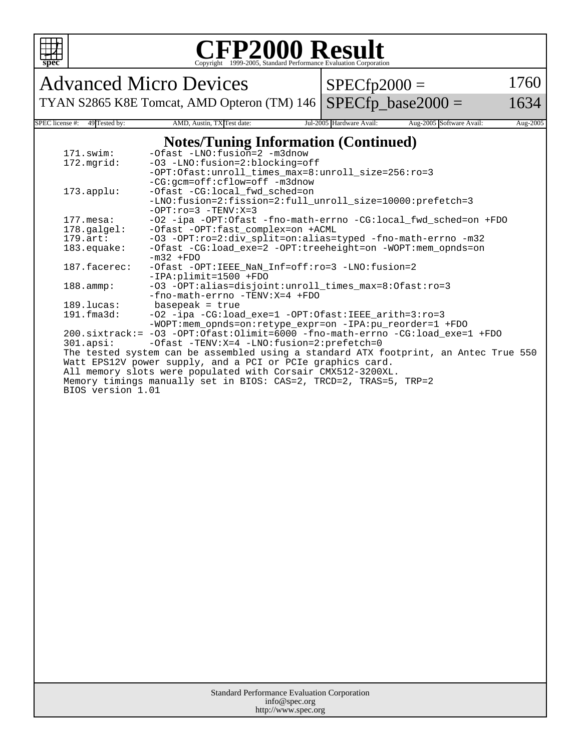# CFP2000 Result

Copyright 1999-2005, Standard Performance Evaluation Corporation

## Advanced Micro Devices

TYAN S2865 K8E Tomcat, AMD Opteron (TM) 146

SPECfp2000 = 1760

SPECfp_base2000 = 1634

| SPEC license #: | 49 | Tested by: | AMD, Austin, TX | Test date: | Jul-2005 | Hardware Avail: | Aug-2005 | Software Avail: | Aug-2005 |
|---|---|---|---|---|---|---|---|---|---|

### Notes/Tuning Information (Continued)

```
171.swim:       -Ofast -LNO:fusion=2 -m3dnow
172.mgrid:      -O3 -LNO:fusion=2:blocking=off
                -OPT:Ofast:unroll_times_max=8:unroll_size=256:ro=3
                -CG:gcm=off:cflow=off -m3dnow
173.applu:      -Ofast -CG:local_fwd_sched=on
                -LNO:fusion=2:fission=2:full_unroll_size=10000:prefetch=3
                -OPT:ro=3 -TENV:X=3
177.mesa:       -O2 -ipa -OPT:Ofast -fno-math-errno -CG:local_fwd_sched=on +FDO
178.galgel:     -Ofast -OPT:fast_complex=on +ACML
179.art:        -O3 -OPT:ro=2:div_split=on:alias=typed -fno-math-errno -m32
183.equake:     -Ofast -CG:load_exe=2 -OPT:treeheight=on -WOPT:mem_opnds=on
                -m32 +FDO
187.facerec:    -Ofast -OPT:IEEE_NaN_Inf=off:ro=3 -LNO:fusion=2
                -IPA:plimit=1500 +FDO
188.ammp:       -O3 -OPT:alias=disjoint:unroll_times_max=8:Ofast:ro=3
                -fno-math-errno -TENV:X=4 +FDO
189.lucas:       basepeak = true
191.fma3d:      -O2 -ipa -CG:load_exe=1 -OPT:Ofast:IEEE_arith=3:ro=3
                -WOPT:mem_opnds=on:retype_expr=on -IPA:pu_reorder=1 +FDO
200.sixtrack:= -O3 -OPT:Ofast:Olimit=6000 -fno-math-errno -CG:load_exe=1 +FDO
301.apsi:       -Ofast -TENV:X=4 -LNO:fusion=2:prefetch=0
```

The tested system can be assembled using a standard ATX footprint, an Antec True 550 Watt EPS12V power supply, and a PCI or PCIe graphics card.
All memory slots were populated with Corsair CMX512-3200XL.
Memory timings manually set in BIOS: CAS=2, TRCD=2, TRAS=5, TRP=2
BIOS version 1.01

Standard Performance Evaluation Corporation
info@spec.org
http://www.spec.org